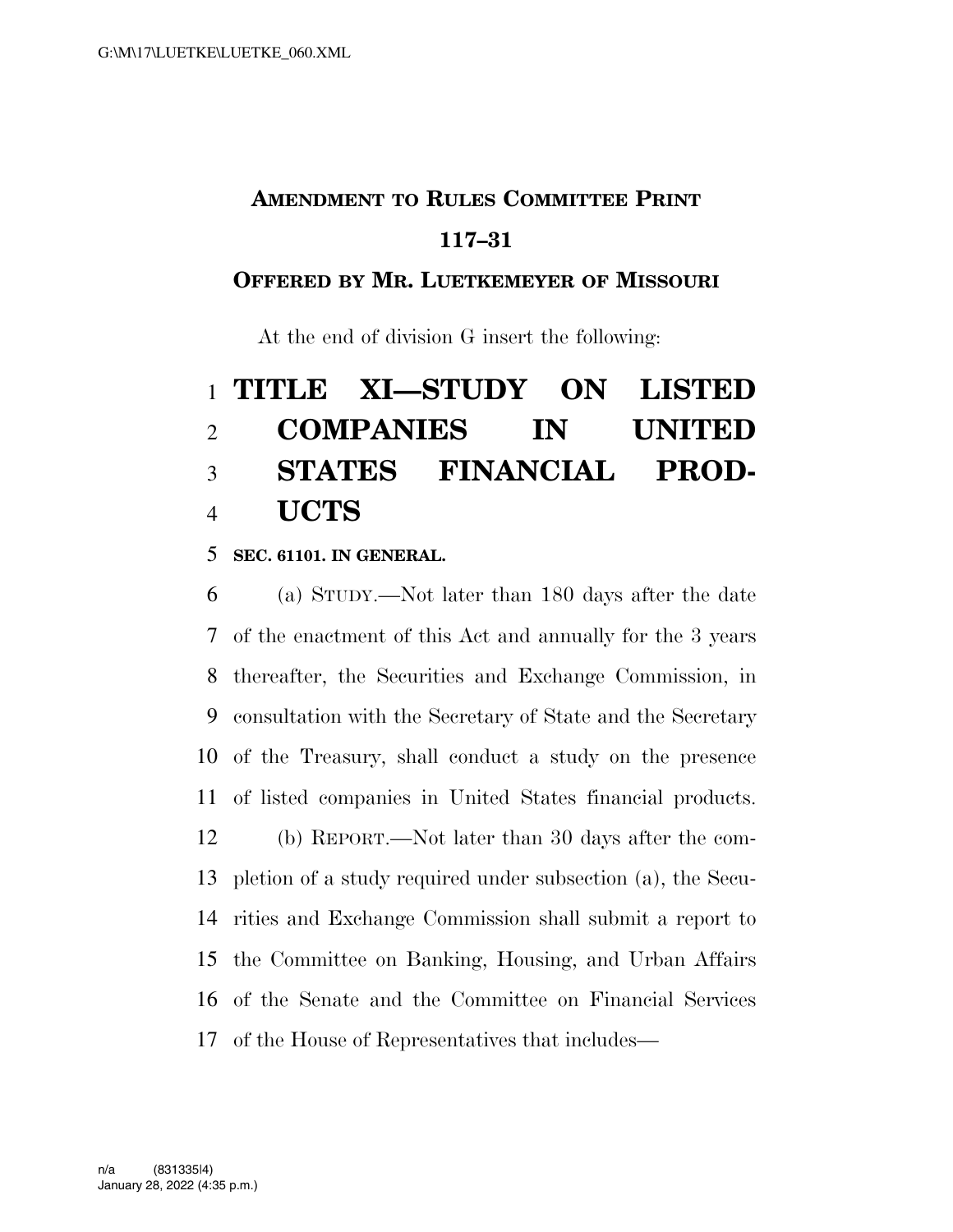**AMENDMENT TO RULES COMMITTEE PRINT 117–31**

**OFFERED BY MR. LUETKEMEYER OF MISSOURI**

At the end of division G insert the following:

# TITLE XI—STUDY ON LISTED COMPANIES IN UNITED STATES FINANCIAL PRODUCTS

**SEC. 61101. IN GENERAL.**

(a) STUDY.—Not later than 180 days after the date of the enactment of this Act and annually for the 3 years thereafter, the Securities and Exchange Commission, in consultation with the Secretary of State and the Secretary of the Treasury, shall conduct a study on the presence of listed companies in United States financial products.

(b) REPORT.—Not later than 30 days after the completion of a study required under subsection (a), the Securities and Exchange Commission shall submit a report to the Committee on Banking, Housing, and Urban Affairs of the Senate and the Committee on Financial Services of the House of Representatives that includes—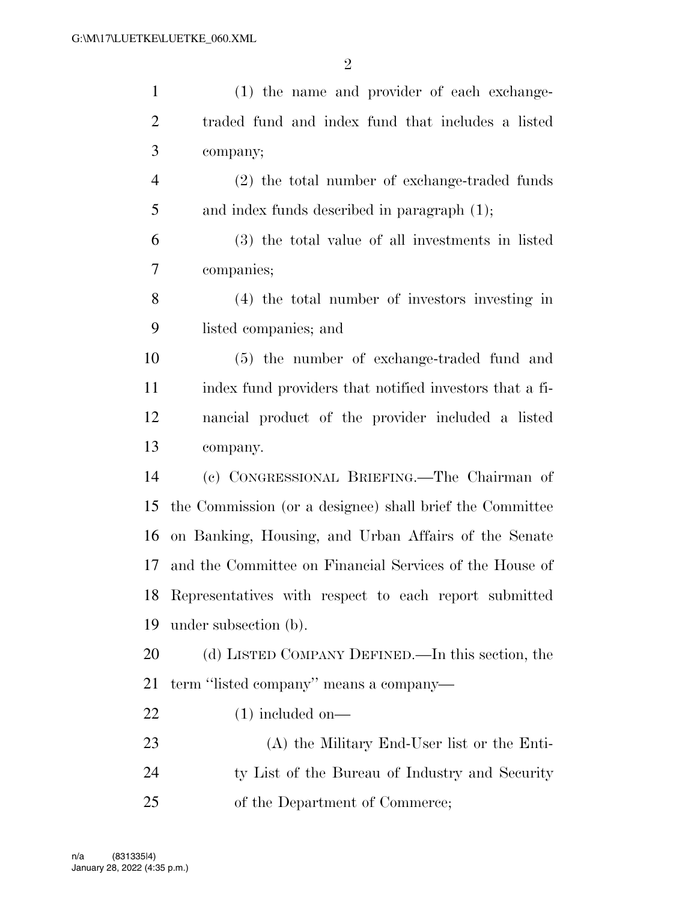(1) the name and provider of each exchange-traded fund and index fund that includes a listed company;

(2) the total number of exchange-traded funds and index funds described in paragraph (1);

(3) the total value of all investments in listed companies;

(4) the total number of investors investing in listed companies; and

(5) the number of exchange-traded fund and index fund providers that notified investors that a financial product of the provider included a listed company.

(c) CONGRESSIONAL BRIEFING.—The Chairman of the Commission (or a designee) shall brief the Committee on Banking, Housing, and Urban Affairs of the Senate and the Committee on Financial Services of the House of Representatives with respect to each report submitted under subsection (b).

(d) LISTED COMPANY DEFINED.—In this section, the term ''listed company'' means a company—

(1) included on—

(A) the Military End-User list or the Entity List of the Bureau of Industry and Security of the Department of Commerce;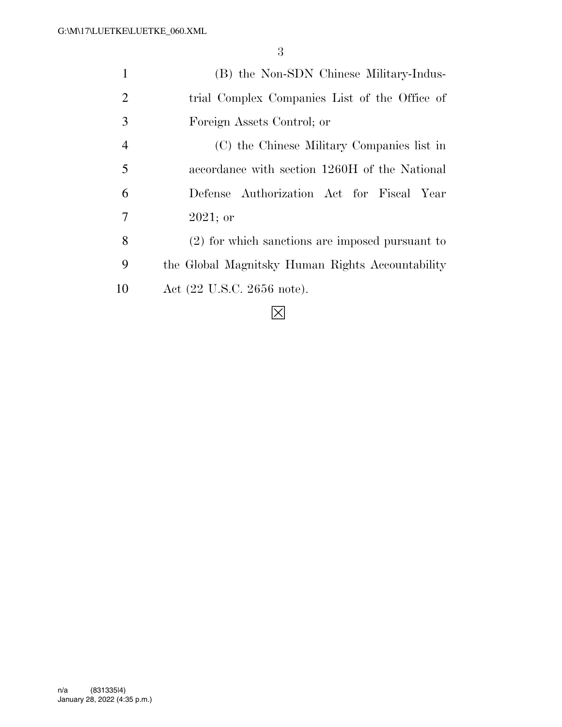(B) the Non-SDN Chinese Military-Industrial Complex Companies List of the Office of Foreign Assets Control; or

(C) the Chinese Military Companies list in accordance with section 1260H of the National Defense Authorization Act for Fiscal Year 2021; or

(2) for which sanctions are imposed pursuant to the Global Magnitsky Human Rights Accountability Act (22 U.S.C. 2656 note).